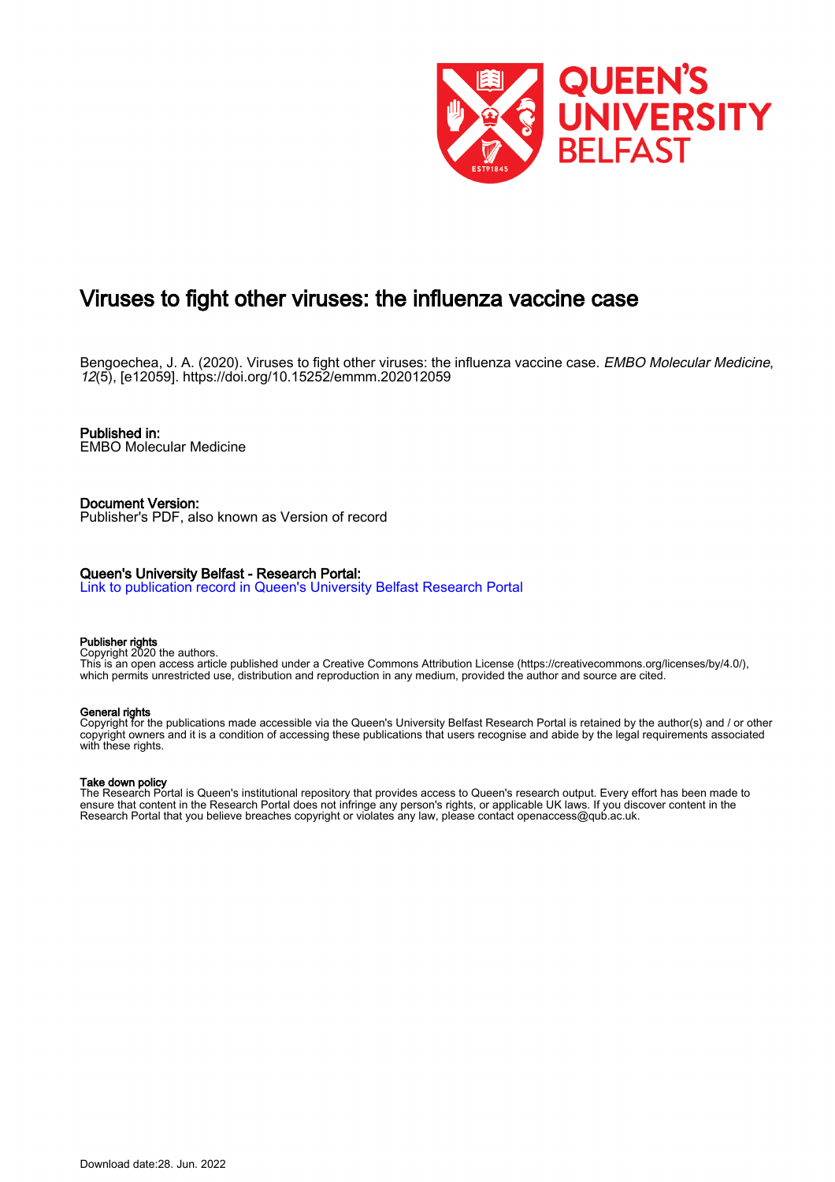# Viruses to fight other viruses: the influenza vaccine case

Bengoechea, J. A. (2020). Viruses to fight other viruses: the influenza vaccine case. *EMBO Molecular Medicine*, *12*(5), [e12059]. https://doi.org/10.15252/emmm.202012059

**Published in:**
EMBO Molecular Medicine

**Document Version:**
Publisher's PDF, also known as Version of record

**Queen's University Belfast - Research Portal:**
Link to publication record in Queen's University Belfast Research Portal

**Publisher rights**
Copyright 2020 the authors.
This is an open access article published under a Creative Commons Attribution License (https://creativecommons.org/licenses/by/4.0/), which permits unrestricted use, distribution and reproduction in any medium, provided the author and source are cited.

**General rights**
Copyright for the publications made accessible via the Queen's University Belfast Research Portal is retained by the author(s) and / or other copyright owners and it is a condition of accessing these publications that users recognise and abide by the legal requirements associated with these rights.

**Take down policy**
The Research Portal is Queen's institutional repository that provides access to Queen's research output. Every effort has been made to ensure that content in the Research Portal does not infringe any person's rights, or applicable UK laws. If you discover content in the Research Portal that you believe breaches copyright or violates any law, please contact openaccess@qub.ac.uk.

Download date:28. Jun. 2022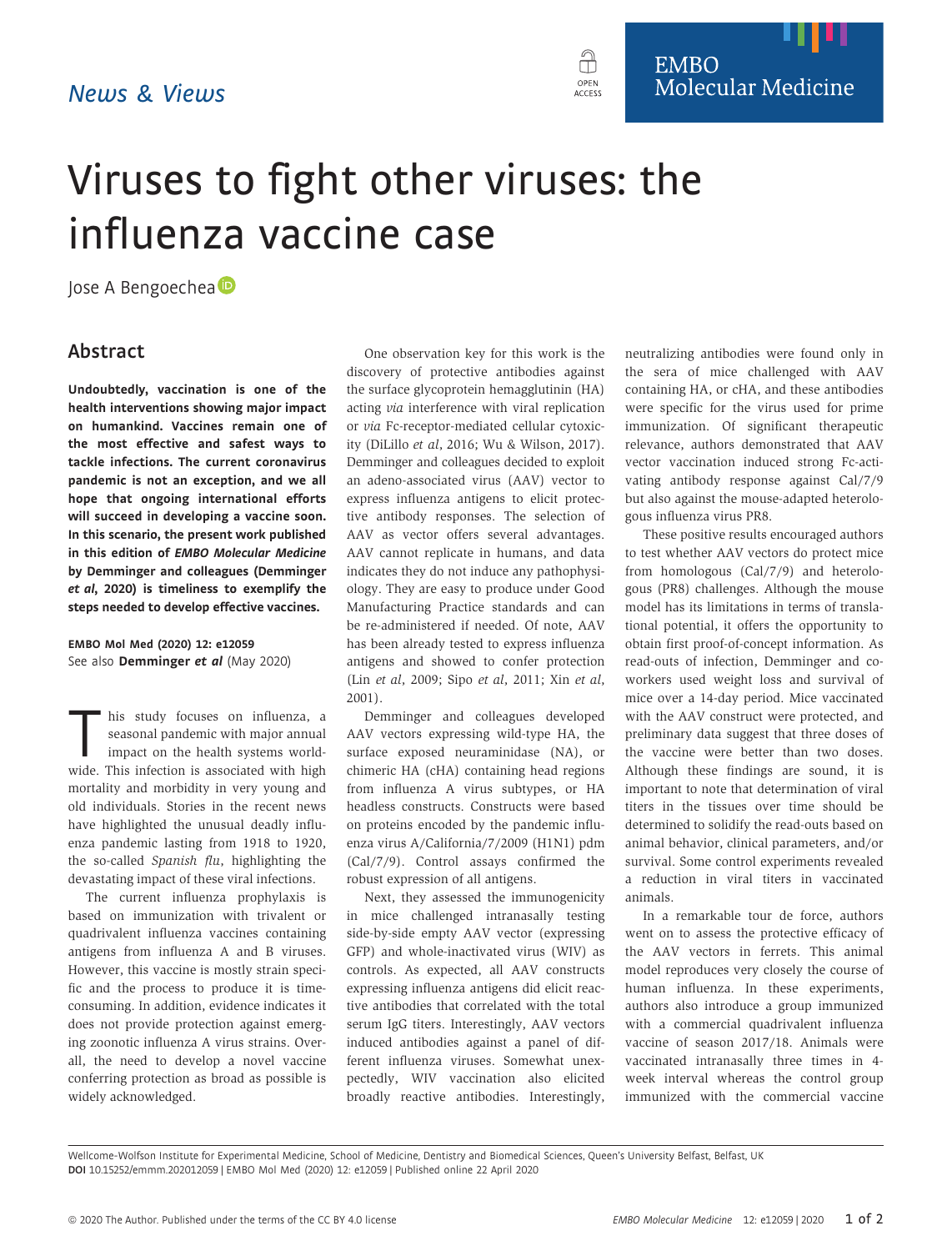News & Views

# Viruses to fight other viruses: the influenza vaccine case

Jose A Bengoechea

## Abstract

**Undoubtedly, vaccination is one of the health interventions showing major impact on humankind. Vaccines remain one of the most effective and safest ways to tackle infections. The current coronavirus pandemic is not an exception, and we all hope that ongoing international efforts will succeed in developing a vaccine soon. In this scenario, the present work published in this edition of *EMBO Molecular Medicine* by Demminger and colleagues (Demminger *et al*, 2020) is timeliness to exemplify the steps needed to develop effective vaccines.**

**EMBO Mol Med (2020) 12: e12059**
See also **Demminger *et al*** (May 2020)

This study focuses on influenza, a seasonal pandemic with major annual impact on the health systems worldwide. This infection is associated with high mortality and morbidity in very young and old individuals. Stories in the recent news have highlighted the unusual deadly influenza pandemic lasting from 1918 to 1920, the so-called *Spanish flu*, highlighting the devastating impact of these viral infections.

The current influenza prophylaxis is based on immunization with trivalent or quadrivalent influenza vaccines containing antigens from influenza A and B viruses. However, this vaccine is mostly strain specific and the process to produce it is time-consuming. In addition, evidence indicates it does not provide protection against emerging zoonotic influenza A virus strains. Overall, the need to develop a novel vaccine conferring protection as broad as possible is widely acknowledged.

One observation key for this work is the discovery of protective antibodies against the surface glycoprotein hemagglutinin (HA) acting *via* interference with viral replication or *via* Fc-receptor-mediated cellular cytoxicity (DiLillo *et al*, 2016; Wu & Wilson, 2017). Demminger and colleagues decided to exploit an adeno-associated virus (AAV) vector to express influenza antigens to elicit protective antibody responses. The selection of AAV as vector offers several advantages. AAV cannot replicate in humans, and data indicates they do not induce any pathophysiology. They are easy to produce under Good Manufacturing Practice standards and can be re-administered if needed. Of note, AAV has been already tested to express influenza antigens and showed to confer protection (Lin *et al*, 2009; Sipo *et al*, 2011; Xin *et al*, 2001).

Demminger and colleagues developed AAV vectors expressing wild-type HA, the surface exposed neuraminidase (NA), or chimeric HA (cHA) containing head regions from influenza A virus subtypes, or HA headless constructs. Constructs were based on proteins encoded by the pandemic influenza virus A/California/7/2009 (H1N1) pdm (Cal/7/9). Control assays confirmed the robust expression of all antigens.

Next, they assessed the immunogenicity in mice challenged intranasally testing side-by-side empty AAV vector (expressing GFP) and whole-inactivated virus (WIV) as controls. As expected, all AAV constructs expressing influenza antigens did elicit reactive antibodies that correlated with the total serum IgG titers. Interestingly, AAV vectors induced antibodies against a panel of different influenza viruses. Somewhat unexpectedly, WIV vaccination also elicited broadly reactive antibodies. Interestingly, neutralizing antibodies were found only in the sera of mice challenged with AAV containing HA, or cHA, and these antibodies were specific for the virus used for prime immunization. Of significant therapeutic relevance, authors demonstrated that AAV vector vaccination induced strong Fc-activating antibody response against Cal/7/9 but also against the mouse-adapted heterologous influenza virus PR8.

These positive results encouraged authors to test whether AAV vectors do protect mice from homologous (Cal/7/9) and heterologous (PR8) challenges. Although the mouse model has its limitations in terms of translational potential, it offers the opportunity to obtain first proof-of-concept information. As read-outs of infection, Demminger and coworkers used weight loss and survival of mice over a 14-day period. Mice vaccinated with the AAV construct were protected, and preliminary data suggest that three doses of the vaccine were better than two doses. Although these findings are sound, it is important to note that determination of viral titers in the tissues over time should be determined to solidify the read-outs based on animal behavior, clinical parameters, and/or survival. Some control experiments revealed a reduction in viral titers in vaccinated animals.

In a remarkable tour de force, authors went on to assess the protective efficacy of the AAV vectors in ferrets. This animal model reproduces very closely the course of human influenza. In these experiments, authors also introduce a group immunized with a commercial quadrivalent influenza vaccine of season 2017/18. Animals were vaccinated intranasally three times in 4-week interval whereas the control group immunized with the commercial vaccine

Wellcome-Wolfson Institute for Experimental Medicine, School of Medicine, Dentistry and Biomedical Sciences, Queen's University Belfast, Belfast, UK
**DOI** 10.15252/emmm.202012059 | EMBO Mol Med (2020) 12: e12059 | Published online 22 April 2020

© 2020 The Author. Published under the terms of the CC BY 4.0 license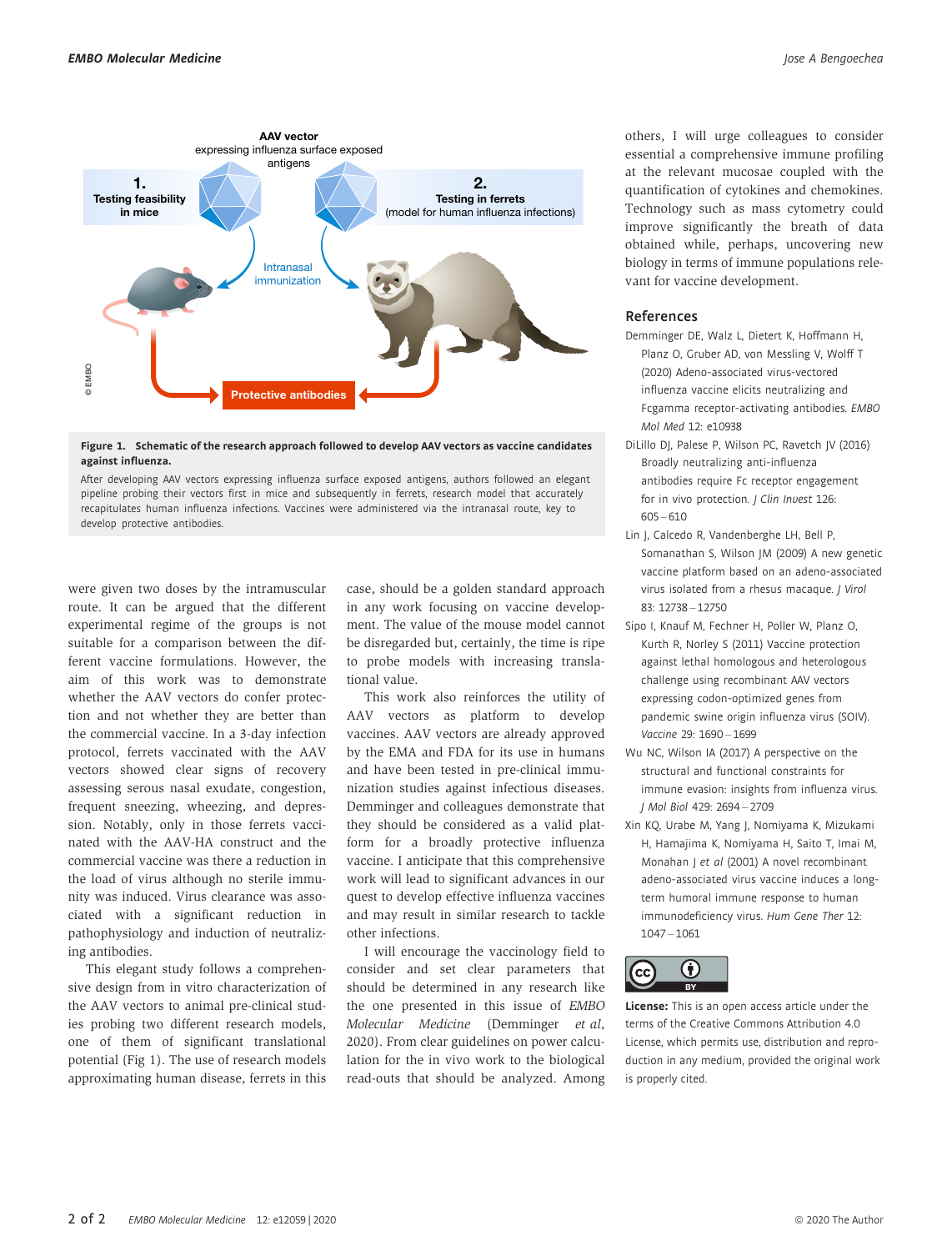AAV vector
expressing influenza surface exposed antigens

1.
Testing feasibility in mice

2.
Testing in ferrets
(model for human influenza infections)

Intranasal immunization

Protective antibodies

© EMBO

**Figure 1. Schematic of the research approach followed to develop AAV vectors as vaccine candidates against influenza.**

After developing AAV vectors expressing influenza surface exposed antigens, authors followed an elegant pipeline probing their vectors first in mice and subsequently in ferrets, research model that accurately recapitulates human influenza infections. Vaccines were administered via the intranasal route, key to develop protective antibodies.

were given two doses by the intramuscular route. It can be argued that the different experimental regime of the groups is not suitable for a comparison between the different vaccine formulations. However, the aim of this work was to demonstrate whether the AAV vectors do confer protection and not whether they are better than the commercial vaccine. In a 3-day infection protocol, ferrets vaccinated with the AAV vectors showed clear signs of recovery assessing serous nasal exudate, congestion, frequent sneezing, wheezing, and depression. Notably, only in those ferrets vaccinated with the AAV-HA construct and the commercial vaccine was there a reduction in the load of virus although no sterile immunity was induced. Virus clearance was associated with a significant reduction in pathophysiology and induction of neutralizing antibodies.

This elegant study follows a comprehensive design from in vitro characterization of the AAV vectors to animal pre-clinical studies probing two different research models, one of them of significant translational potential (Fig 1). The use of research models approximating human disease, ferrets in this case, should be a golden standard approach in any work focusing on vaccine development. The value of the mouse model cannot be disregarded but, certainly, the time is ripe to probe models with increasing translational value.

This work also reinforces the utility of AAV vectors as platform to develop vaccines. AAV vectors are already approved by the EMA and FDA for its use in humans and have been tested in pre-clinical immunization studies against infectious diseases. Demminger and colleagues demonstrate that they should be considered as a valid platform for a broadly protective influenza vaccine. I anticipate that this comprehensive work will lead to significant advances in our quest to develop effective influenza vaccines and may result in similar research to tackle other infections.

I will encourage the vaccinology field to consider and set clear parameters that should be determined in any research like the one presented in this issue of *EMBO Molecular Medicine* (Demminger *et al*, 2020). From clear guidelines on power calculation for the in vivo work to the biological read-outs that should be analyzed. Among others, I will urge colleagues to consider essential a comprehensive immune profiling at the relevant mucosae coupled with the quantification of cytokines and chemokines. Technology such as mass cytometry could improve significantly the breath of data obtained while, perhaps, uncovering new biology in terms of immune populations relevant for vaccine development.

## References

Demminger DE, Walz L, Dietert K, Hoffmann H, Planz O, Gruber AD, von Messling V, Wolff T (2020) Adeno-associated virus-vectored influenza vaccine elicits neutralizing and Fcgamma receptor-activating antibodies. *EMBO Mol Med* 12: e10938

DiLillo DJ, Palese P, Wilson PC, Ravetch JV (2016) Broadly neutralizing anti-influenza antibodies require Fc receptor engagement for in vivo protection. *J Clin Invest* 126: 605 – 610

Lin J, Calcedo R, Vandenberghe LH, Bell P, Somanathan S, Wilson JM (2009) A new genetic vaccine platform based on an adeno-associated virus isolated from a rhesus macaque. *J Virol* 83: 12738 – 12750

Sipo I, Knauf M, Fechner H, Poller W, Planz O, Kurth R, Norley S (2011) Vaccine protection against lethal homologous and heterologous challenge using recombinant AAV vectors expressing codon-optimized genes from pandemic swine origin influenza virus (SOIV). *Vaccine* 29: 1690 – 1699

Wu NC, Wilson IA (2017) A perspective on the structural and functional constraints for immune evasion: insights from influenza virus. *J Mol Biol* 429: 2694 – 2709

Xin KQ, Urabe M, Yang J, Nomiyama K, Mizukami H, Hamajima K, Nomiyama H, Saito T, Imai M, Monahan J *et al* (2001) A novel recombinant adeno-associated virus vaccine induces a long-term humoral immune response to human immunodeficiency virus. *Hum Gene Ther* 12: 1047 – 1061

**License:** This is an open access article under the terms of the Creative Commons Attribution 4.0 License, which permits use, distribution and reproduction in any medium, provided the original work is properly cited.